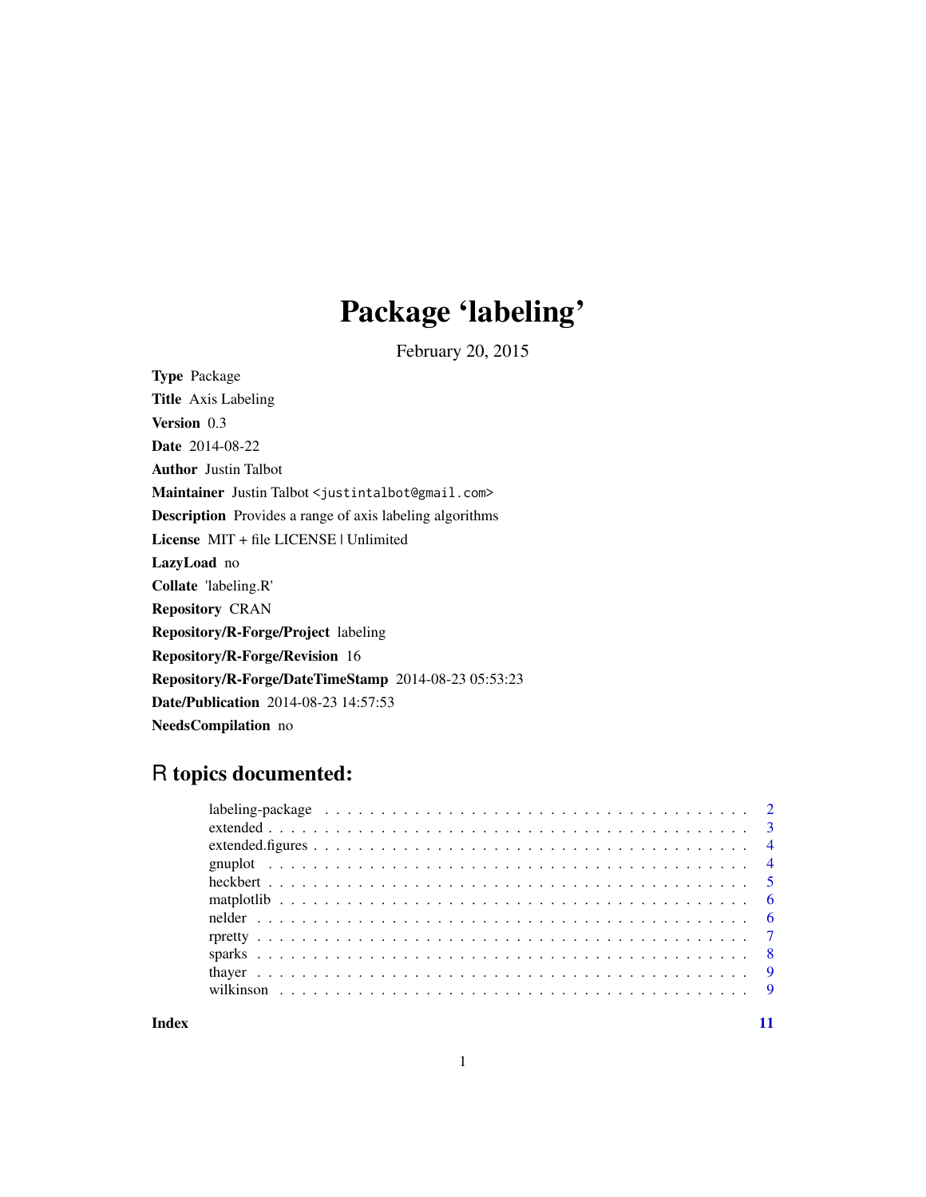# Package 'labeling'

February 20, 2015

**Type** Package

**Title** Axis Labeling

**Version** 0.3

**Date** 2014-08-22

**Author** Justin Talbot

**Maintainer** Justin Talbot <justintalbot@gmail.com>

**Description** Provides a range of axis labeling algorithms

**License** MIT + file LICENSE | Unlimited

**LazyLoad** no

**Collate** 'labeling.R'

**Repository** CRAN

**Repository/R-Forge/Project** labeling

**Repository/R-Forge/Revision** 16

**Repository/R-Forge/DateTimeStamp** 2014-08-23 05:53:23

**Date/Publication** 2014-08-23 14:57:53

**NeedsCompilation** no

## R topics documented:

- labeling-package . . . . . . . . . . . . . . . . . . . . . . . . . . . . . . . . . . . . . . . 2
- extended . . . . . . . . . . . . . . . . . . . . . . . . . . . . . . . . . . . . . . . . . . . 3
- extended.figures . . . . . . . . . . . . . . . . . . . . . . . . . . . . . . . . . . . . . . . 4
- gnuplot . . . . . . . . . . . . . . . . . . . . . . . . . . . . . . . . . . . . . . . . . . . . 4
- heckbert . . . . . . . . . . . . . . . . . . . . . . . . . . . . . . . . . . . . . . . . . . . 5
- matplotlib . . . . . . . . . . . . . . . . . . . . . . . . . . . . . . . . . . . . . . . . . . 6
- nelder . . . . . . . . . . . . . . . . . . . . . . . . . . . . . . . . . . . . . . . . . . . . 6
- rpretty . . . . . . . . . . . . . . . . . . . . . . . . . . . . . . . . . . . . . . . . . . . . 7
- sparks . . . . . . . . . . . . . . . . . . . . . . . . . . . . . . . . . . . . . . . . . . . . 8
- thayer . . . . . . . . . . . . . . . . . . . . . . . . . . . . . . . . . . . . . . . . . . . . 9
- wilkinson . . . . . . . . . . . . . . . . . . . . . . . . . . . . . . . . . . . . . . . . . . . 9

**Index** **11**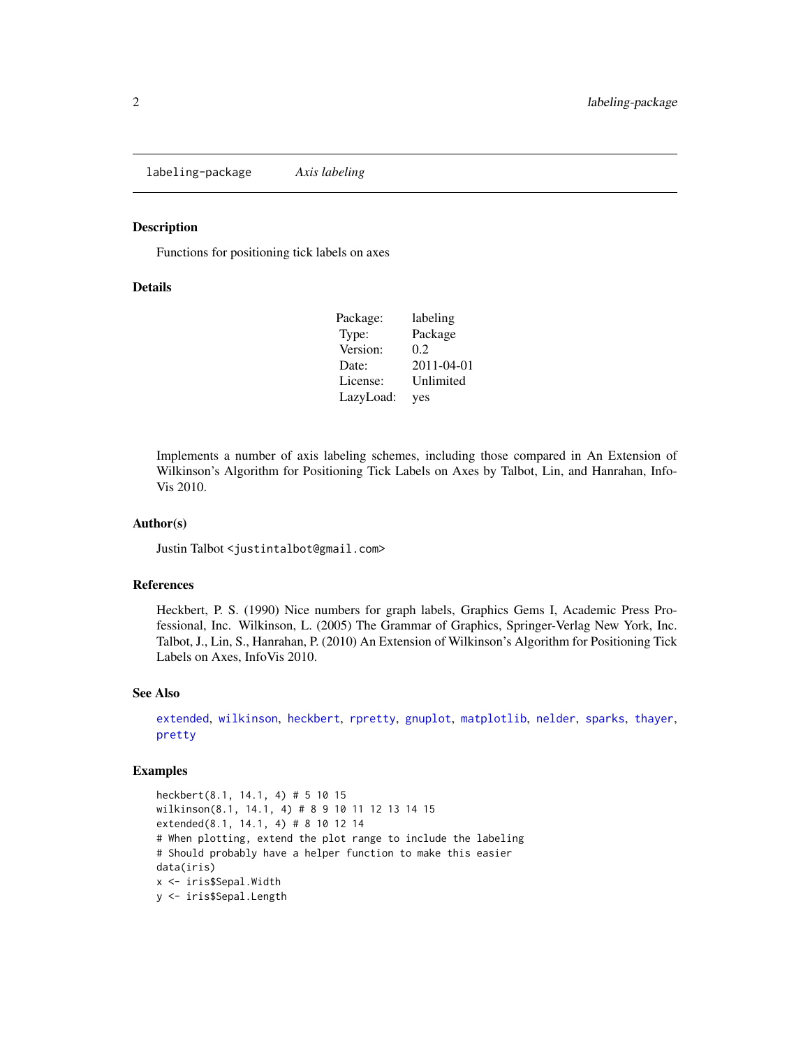labeling-package *Axis labeling*

## Description

Functions for positioning tick labels on axes

## Details

| | |
|---|---|
| Package: | labeling |
| Type: | Package |
| Version: | 0.2 |
| Date: | 2011-04-01 |
| License: | Unlimited |
| LazyLoad: | yes |

Implements a number of axis labeling schemes, including those compared in An Extension of Wilkinson's Algorithm for Positioning Tick Labels on Axes by Talbot, Lin, and Hanrahan, InfoVis 2010.

## Author(s)

Justin Talbot <justintalbot@gmail.com>

## References

Heckbert, P. S. (1990) Nice numbers for graph labels, Graphics Gems I, Academic Press Professional, Inc. Wilkinson, L. (2005) The Grammar of Graphics, Springer-Verlag New York, Inc. Talbot, J., Lin, S., Hanrahan, P. (2010) An Extension of Wilkinson's Algorithm for Positioning Tick Labels on Axes, InfoVis 2010.

## See Also

extended, wilkinson, heckbert, rpretty, gnuplot, matplotlib, nelder, sparks, thayer, pretty

## Examples

```
heckbert(8.1, 14.1, 4) # 5 10 15
wilkinson(8.1, 14.1, 4) # 8 9 10 11 12 13 14 15
extended(8.1, 14.1, 4) # 8 10 12 14
# When plotting, extend the plot range to include the labeling
# Should probably have a helper function to make this easier
data(iris)
x <- iris$Sepal.Width
y <- iris$Sepal.Length
```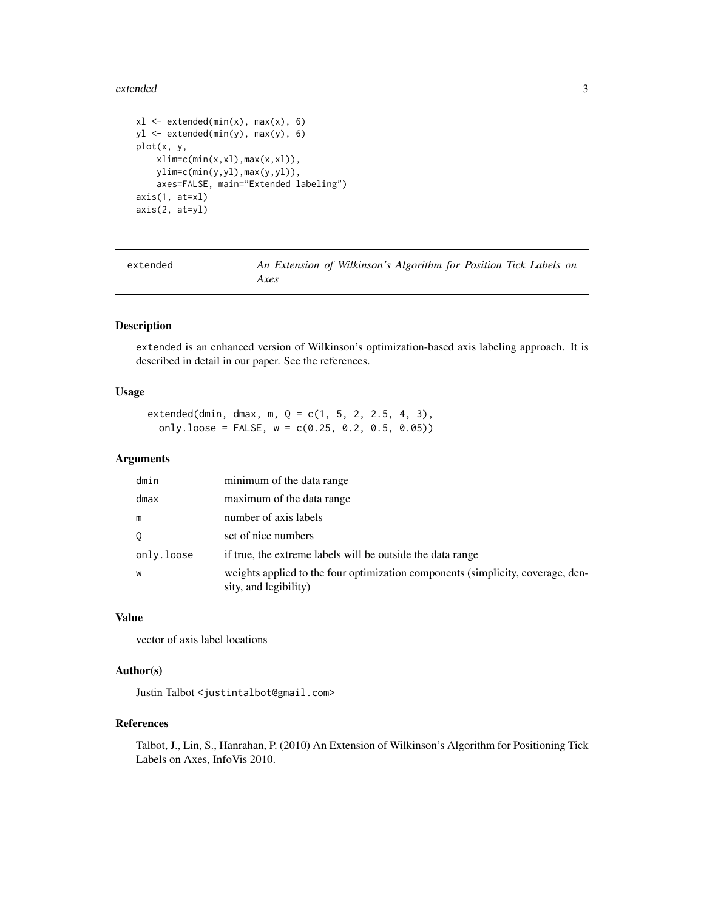```
xl <- extended(min(x), max(x), 6)
yl <- extended(min(y), max(y), 6)
plot(x, y,
    xlim=c(min(x,xl),max(x,xl)),
    ylim=c(min(y,yl),max(y,yl)),
    axes=FALSE, main="Extended labeling")
axis(1, at=xl)
axis(2, at=yl)
```

---

`extended` *An Extension of Wilkinson's Algorithm for Position Tick Labels on Axes*

---

## Description

`extended` is an enhanced version of Wilkinson's optimization-based axis labeling approach. It is described in detail in our paper. See the references.

## Usage

```
extended(dmin, dmax, m, Q = c(1, 5, 2, 2.5, 4, 3),
  only.loose = FALSE, w = c(0.25, 0.2, 0.5, 0.05))
```

## Arguments

| | |
|---|---|
| `dmin` | minimum of the data range |
| `dmax` | maximum of the data range |
| `m` | number of axis labels |
| `Q` | set of nice numbers |
| `only.loose` | if true, the extreme labels will be outside the data range |
| `w` | weights applied to the four optimization components (simplicity, coverage, density, and legibility) |

## Value

vector of axis label locations

## Author(s)

Justin Talbot <justintalbot@gmail.com>

## References

Talbot, J., Lin, S., Hanrahan, P. (2010) An Extension of Wilkinson's Algorithm for Positioning Tick Labels on Axes, InfoVis 2010.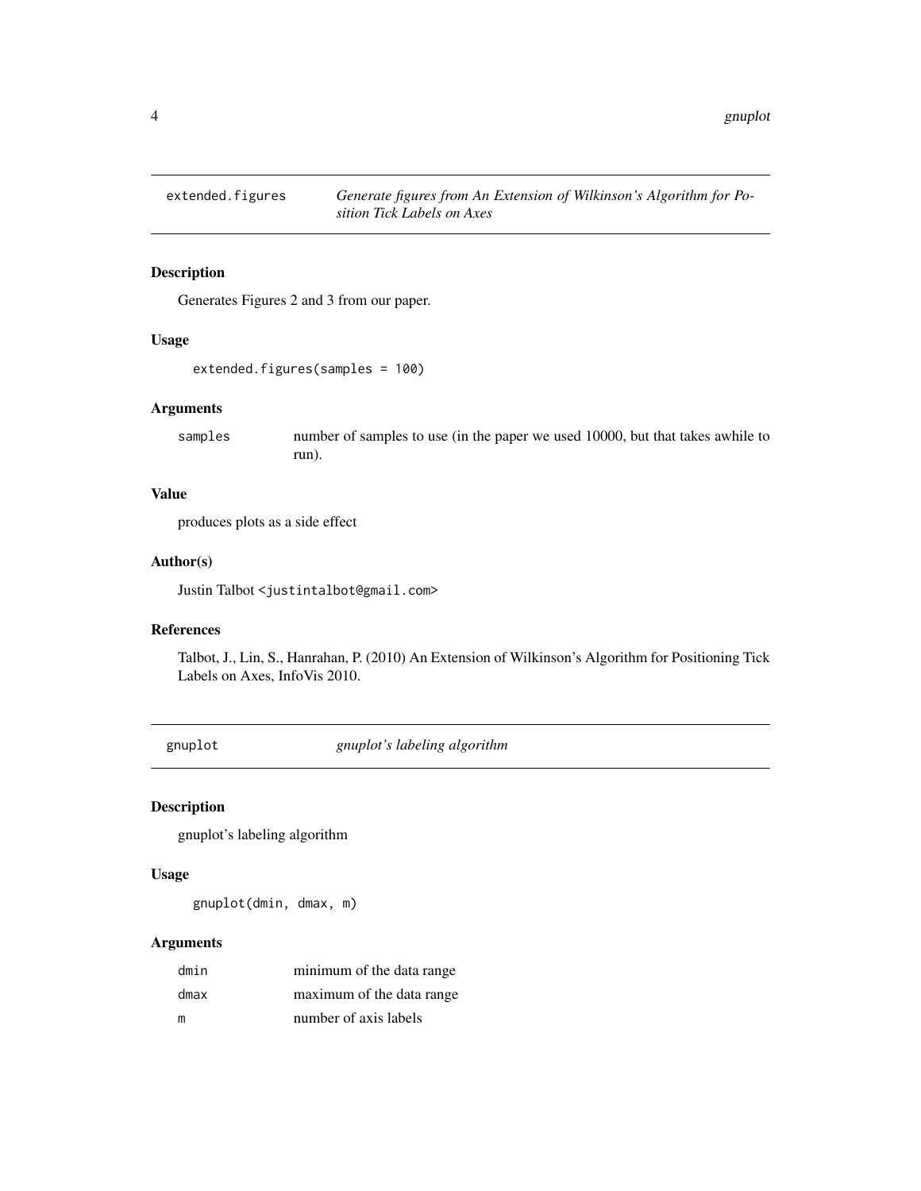## extended.figures — *Generate figures from An Extension of Wilkinson's Algorithm for Position Tick Labels on Axes*

### Description

Generates Figures 2 and 3 from our paper.

### Usage

```
extended.figures(samples = 100)
```

### Arguments

| | |
|---|---|
| samples | number of samples to use (in the paper we used 10000, but that takes awhile to run). |

### Value

produces plots as a side effect

### Author(s)

Justin Talbot <justintalbot@gmail.com>

### References

Talbot, J., Lin, S., Hanrahan, P. (2010) An Extension of Wilkinson's Algorithm for Positioning Tick Labels on Axes, InfoVis 2010.

## gnuplot — *gnuplot's labeling algorithm*

### Description

gnuplot's labeling algorithm

### Usage

```
gnuplot(dmin, dmax, m)
```

### Arguments

| | |
|---|---|
| dmin | minimum of the data range |
| dmax | maximum of the data range |
| m | number of axis labels |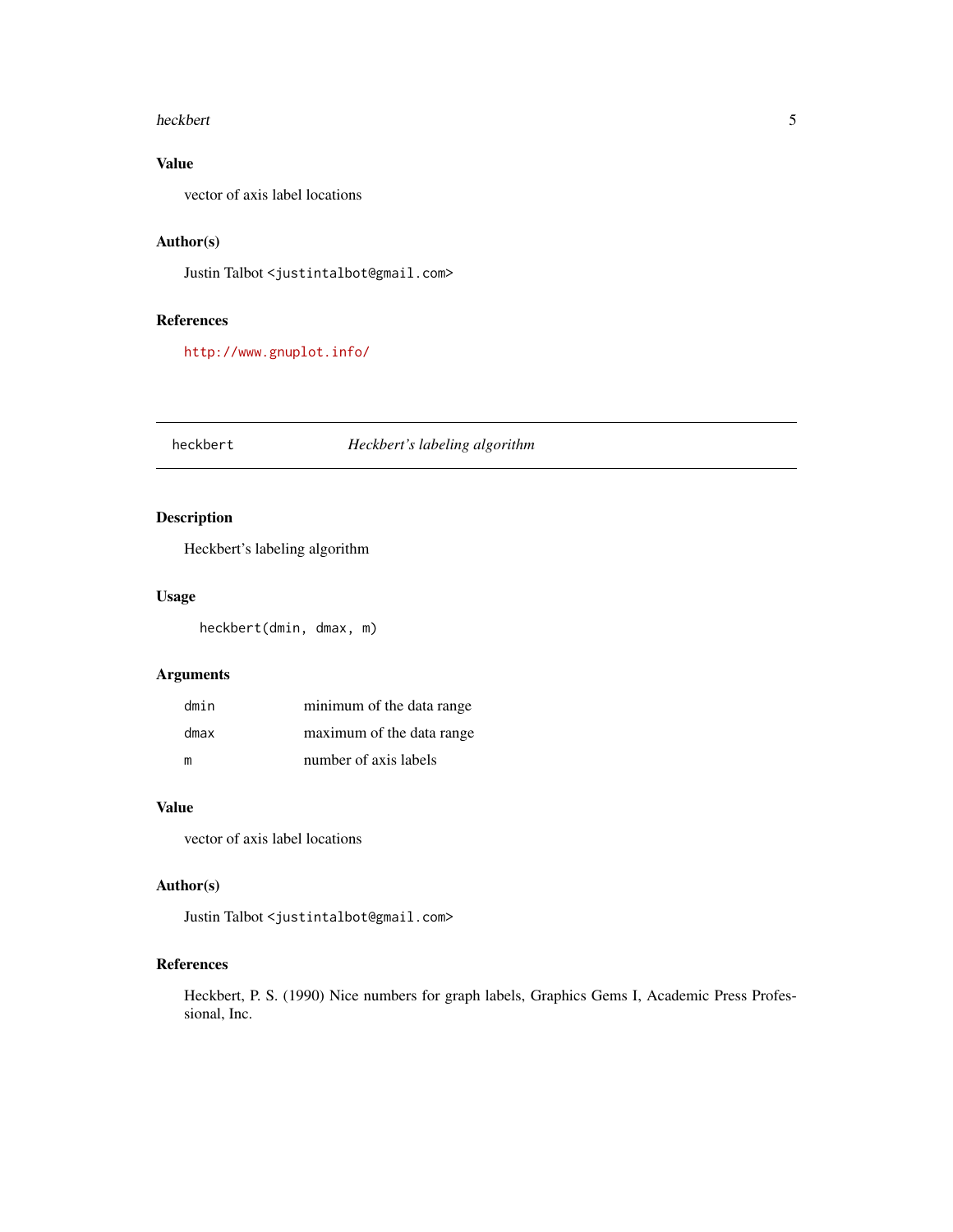## Value

vector of axis label locations

## Author(s)

Justin Talbot <justintalbot@gmail.com>

## References

http://www.gnuplot.info/

---

# heckbert — *Heckbert's labeling algorithm*

---

## Description

Heckbert's labeling algorithm

## Usage

```
heckbert(dmin, dmax, m)
```

## Arguments

| | |
|---|---|
| dmin | minimum of the data range |
| dmax | maximum of the data range |
| m | number of axis labels |

## Value

vector of axis label locations

## Author(s)

Justin Talbot <justintalbot@gmail.com>

## References

Heckbert, P. S. (1990) Nice numbers for graph labels, Graphics Gems I, Academic Press Professional, Inc.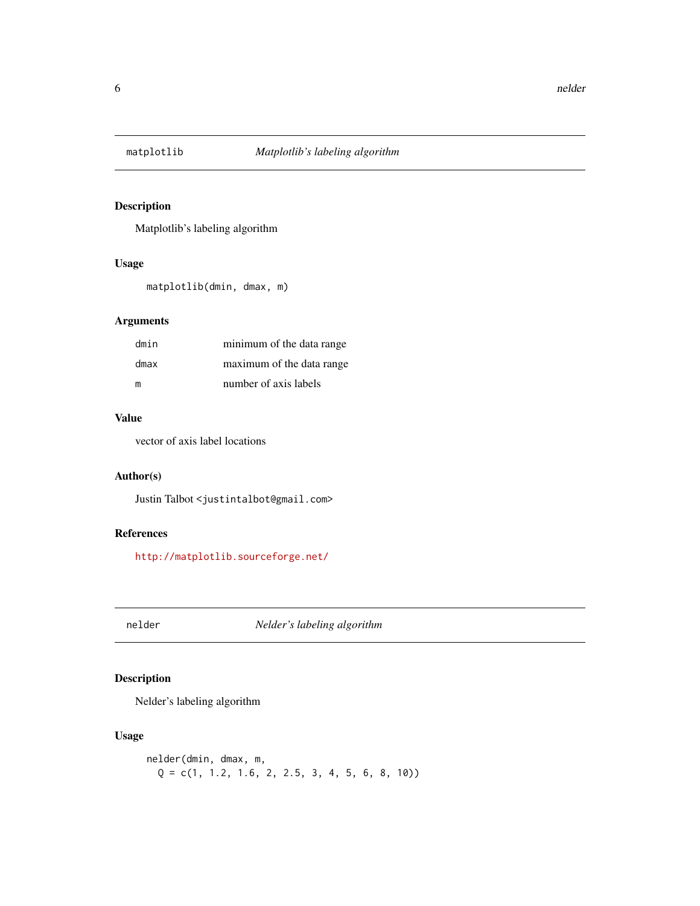## matplotlib *Matplotlib's labeling algorithm*

### Description

Matplotlib's labeling algorithm

### Usage

```
matplotlib(dmin, dmax, m)
```

### Arguments

| | |
|---|---|
| dmin | minimum of the data range |
| dmax | maximum of the data range |
| m | number of axis labels |

### Value

vector of axis label locations

### Author(s)

Justin Talbot <justintalbot@gmail.com>

### References

http://matplotlib.sourceforge.net/

## nelder *Nelder's labeling algorithm*

### Description

Nelder's labeling algorithm

### Usage

```
nelder(dmin, dmax, m,
  Q = c(1, 1.2, 1.6, 2, 2.5, 3, 4, 5, 6, 8, 10))
```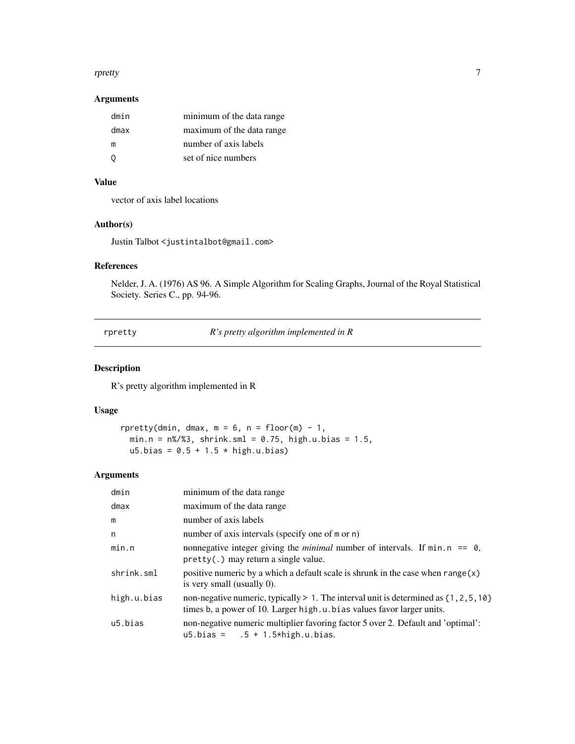## Arguments

| | |
|---|---|
| dmin | minimum of the data range |
| dmax | maximum of the data range |
| m | number of axis labels |
| Q | set of nice numbers |

## Value

vector of axis label locations

## Author(s)

Justin Talbot <justintalbot@gmail.com>

## References

Nelder, J. A. (1976) AS 96. A Simple Algorithm for Scaling Graphs, Journal of the Royal Statistical Society. Series C., pp. 94-96.

---

# rpretty — *R's pretty algorithm implemented in R*

## Description

R's pretty algorithm implemented in R

## Usage

```
rpretty(dmin, dmax, m = 6, n = floor(m) - 1,
  min.n = n%/%3, shrink.sml = 0.75, high.u.bias = 1.5,
  u5.bias = 0.5 + 1.5 * high.u.bias)
```

## Arguments

| | |
|---|---|
| dmin | minimum of the data range |
| dmax | maximum of the data range |
| m | number of axis labels |
| n | number of axis intervals (specify one of m or n) |
| min.n | nonnegative integer giving the *minimal* number of intervals. If `min.n == 0`, `pretty(.)` may return a single value. |
| shrink.sml | positive numeric by a which a default scale is shrunk in the case when `range(x)` is very small (usually 0). |
| high.u.bias | non-negative numeric, typically > 1. The interval unit is determined as `{1,2,5,10}` times b, a power of 10. Larger `high.u.bias` values favor larger units. |
| u5.bias | non-negative numeric multiplier favoring factor 5 over 2. Default and 'optimal': `u5.bias = .5 + 1.5*high.u.bias`. |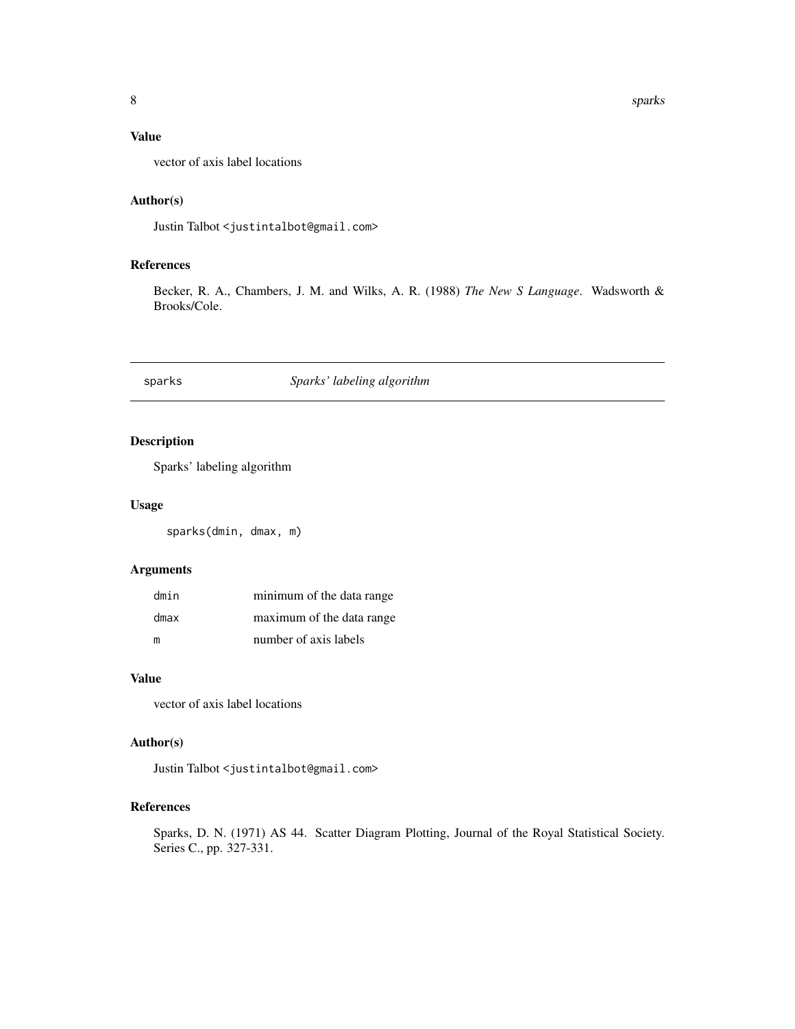## Value

vector of axis label locations

## Author(s)

Justin Talbot <justintalbot@gmail.com>

## References

Becker, R. A., Chambers, J. M. and Wilks, A. R. (1988) *The New S Language*. Wadsworth & Brooks/Cole.

---

# sparks — *Sparks' labeling algorithm*

## Description

Sparks' labeling algorithm

## Usage

```
sparks(dmin, dmax, m)
```

## Arguments

| | |
|---|---|
| dmin | minimum of the data range |
| dmax | maximum of the data range |
| m | number of axis labels |

## Value

vector of axis label locations

## Author(s)

Justin Talbot <justintalbot@gmail.com>

## References

Sparks, D. N. (1971) AS 44. Scatter Diagram Plotting, Journal of the Royal Statistical Society. Series C., pp. 327-331.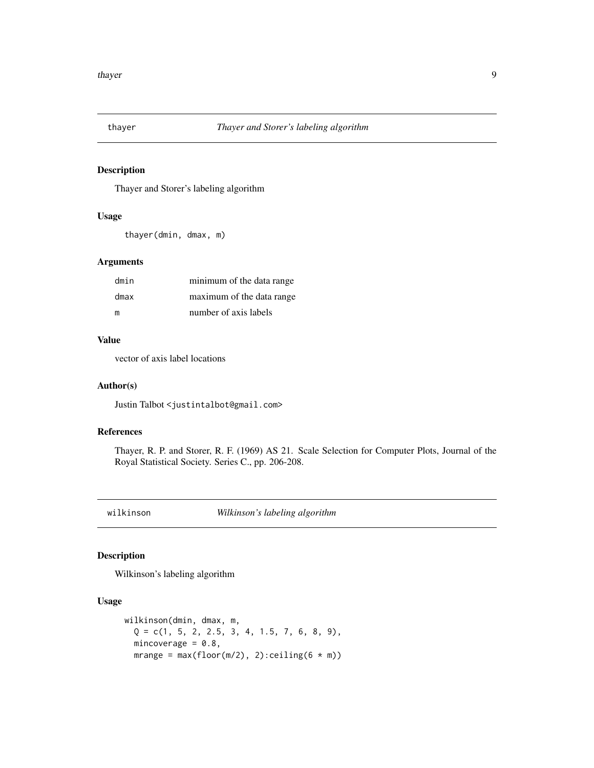## thayer — *Thayer and Storer's labeling algorithm*

### Description

Thayer and Storer's labeling algorithm

### Usage

```
thayer(dmin, dmax, m)
```

### Arguments

| | |
|---|---|
| dmin | minimum of the data range |
| dmax | maximum of the data range |
| m | number of axis labels |

### Value

vector of axis label locations

### Author(s)

Justin Talbot <justintalbot@gmail.com>

### References

Thayer, R. P. and Storer, R. F. (1969) AS 21. Scale Selection for Computer Plots, Journal of the Royal Statistical Society. Series C., pp. 206-208.

## wilkinson — *Wilkinson's labeling algorithm*

### Description

Wilkinson's labeling algorithm

### Usage

```
wilkinson(dmin, dmax, m,
  Q = c(1, 5, 2, 2.5, 3, 4, 1.5, 7, 6, 8, 9),
  mincoverage = 0.8,
  mrange = max(floor(m/2), 2):ceiling(6 * m))
```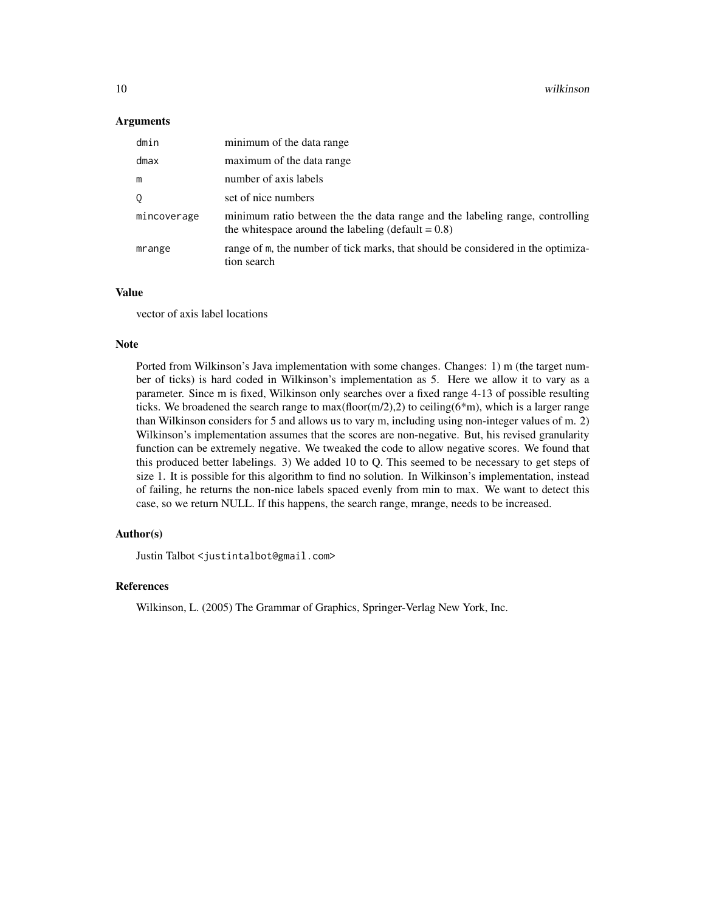## Arguments

| | |
|---|---|
| `dmin` | minimum of the data range |
| `dmax` | maximum of the data range |
| `m` | number of axis labels |
| `Q` | set of nice numbers |
| `mincoverage` | minimum ratio between the the data range and the labeling range, controlling the whitespace around the labeling (default = 0.8) |
| `mrange` | range of `m`, the number of tick marks, that should be considered in the optimization search |

## Value

vector of axis label locations

## Note

Ported from Wilkinson's Java implementation with some changes. Changes: 1) m (the target number of ticks) is hard coded in Wilkinson's implementation as 5. Here we allow it to vary as a parameter. Since m is fixed, Wilkinson only searches over a fixed range 4-13 of possible resulting ticks. We broadened the search range to max(floor(m/2),2) to ceiling(6*m), which is a larger range than Wilkinson considers for 5 and allows us to vary m, including using non-integer values of m. 2) Wilkinson's implementation assumes that the scores are non-negative. But, his revised granularity function can be extremely negative. We tweaked the code to allow negative scores. We found that this produced better labelings. 3) We added 10 to Q. This seemed to be necessary to get steps of size 1. It is possible for this algorithm to find no solution. In Wilkinson's implementation, instead of failing, he returns the non-nice labels spaced evenly from min to max. We want to detect this case, so we return NULL. If this happens, the search range, mrange, needs to be increased.

## Author(s)

Justin Talbot <justintalbot@gmail.com>

## References

Wilkinson, L. (2005) The Grammar of Graphics, Springer-Verlag New York, Inc.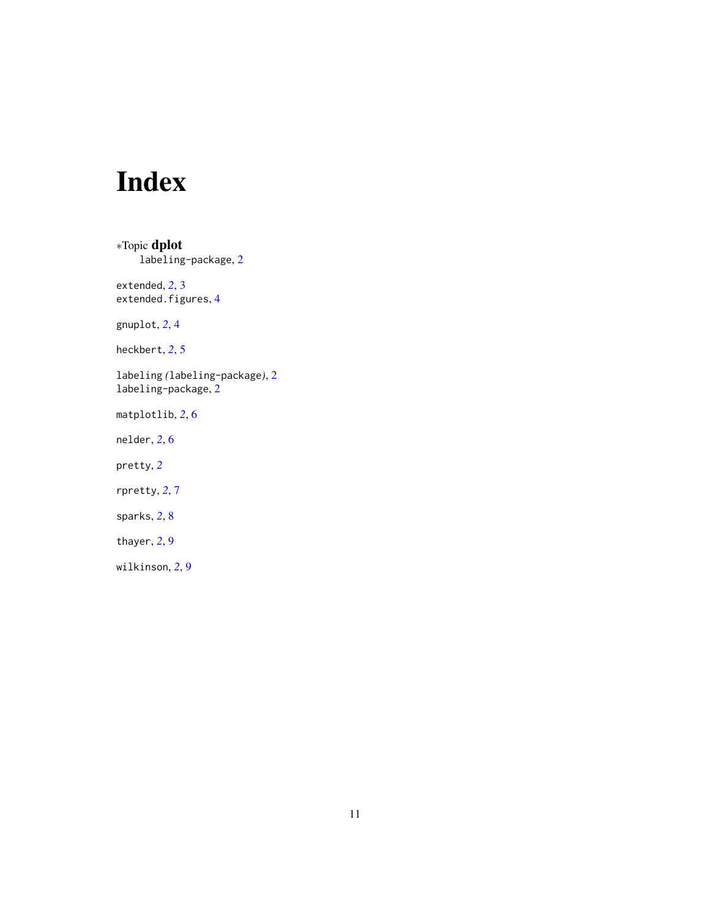# Index

*Topic **dplot**

    labeling-package, 2

extended, *2*, 3
extended.figures, 4

gnuplot, *2*, 4

heckbert, *2*, 5

labeling (labeling-package), 2
labeling-package, 2

matplotlib, *2*, 6

nelder, *2*, 6

pretty, *2*

rpretty, *2*, 7

sparks, *2*, 8

thayer, *2*, 9

wilkinson, *2*, 9